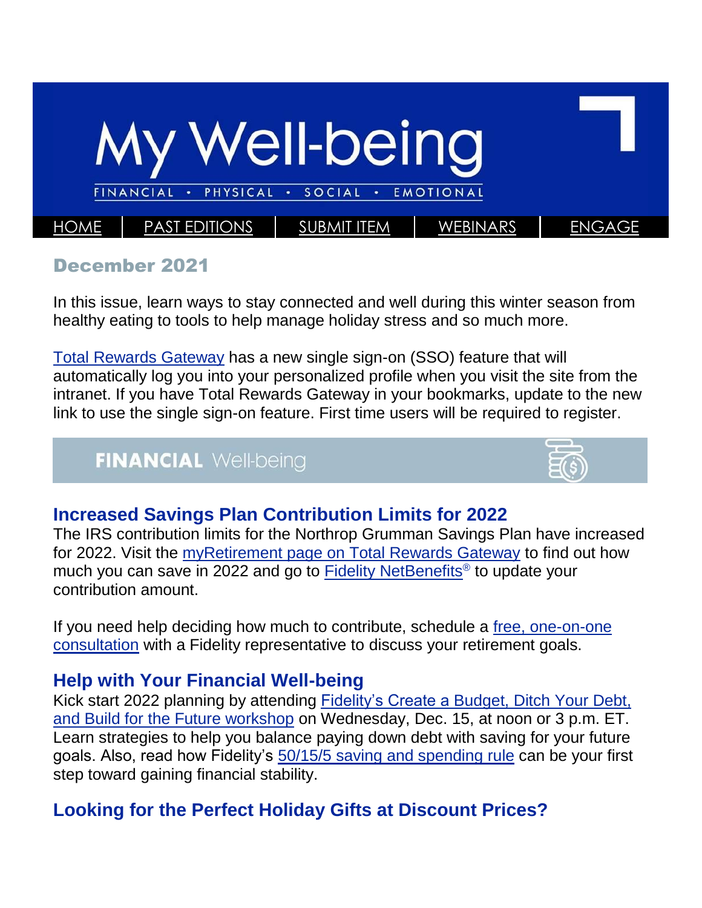# My Well-being

FINANCIAL • PHYSICAL • SOCIAL • EMOTIONAL

HOME | PAST EDITIONS | SUBMIT ITEM | WEBINARS | ENGAGE

## December 2021

In this issue, learn ways to stay connected and well during this winter season from healthy eating to tools to help manage holiday stress and so much more.

Total Rewards Gateway has a new single sign-on (SSO) feature that will automatically log you into your personalized profile when you visit the site from the intranet. If you have Total Rewards Gateway in your bookmarks, update to the new link to use the single sign-on feature. First time users will be required to register.

## **FINANCIAL** Well-being

### Increased Savings Plan Contribution Limits for 2022

The IRS contribution limits for the Northrop Grumman Savings Plan have increased for 2022. Visit the myRetirement page on Total Rewards Gateway to find out how much you can save in 2022 and go to Fidelity NetBenefits® to update your contribution amount.

If you need help deciding how much to contribute, schedule a free, one-on-one consultation with a Fidelity representative to discuss your retirement goals.

### Help with Your Financial Well-being

Kick start 2022 planning by attending Fidelity's Create a Budget, Ditch Your Debt, and Build for the Future workshop on Wednesday, Dec. 15, at noon or 3 p.m. ET. Learn strategies to help you balance paying down debt with saving for your future goals. Also, read how Fidelity's 50/15/5 saving and spending rule can be your first step toward gaining financial stability.

### Looking for the Perfect Holiday Gifts at Discount Prices?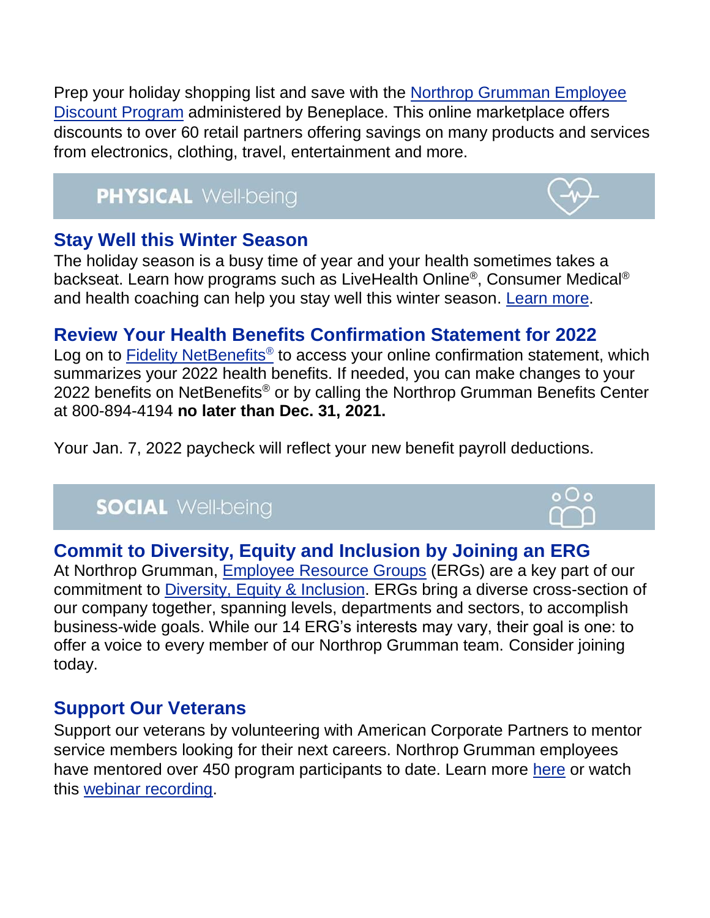Prep your holiday shopping list and save with the Northrop Grumman Employee Discount Program administered by Beneplace. This online marketplace offers discounts to over 60 retail partners offering savings on many products and services from electronics, clothing, travel, entertainment and more.

## PHYSICAL Well-being

### Stay Well this Winter Season

The holiday season is a busy time of year and your health sometimes takes a backseat. Learn how programs such as LiveHealth Online®, Consumer Medical® and health coaching can help you stay well this winter season. Learn more.

### Review Your Health Benefits Confirmation Statement for 2022

Log on to Fidelity NetBenefits® to access your online confirmation statement, which summarizes your 2022 health benefits. If needed, you can make changes to your 2022 benefits on NetBenefits® or by calling the Northrop Grumman Benefits Center at 800-894-4194 **no later than Dec. 31, 2021.**

Your Jan. 7, 2022 paycheck will reflect your new benefit payroll deductions.

## SOCIAL Well-being

### Commit to Diversity, Equity and Inclusion by Joining an ERG

At Northrop Grumman, Employee Resource Groups (ERGs) are a key part of our commitment to Diversity, Equity & Inclusion. ERGs bring a diverse cross-section of our company together, spanning levels, departments and sectors, to accomplish business-wide goals. While our 14 ERG's interests may vary, their goal is one: to offer a voice to every member of our Northrop Grumman team. Consider joining today.

### Support Our Veterans

Support our veterans by volunteering with American Corporate Partners to mentor service members looking for their next careers. Northrop Grumman employees have mentored over 450 program participants to date. Learn more here or watch this webinar recording.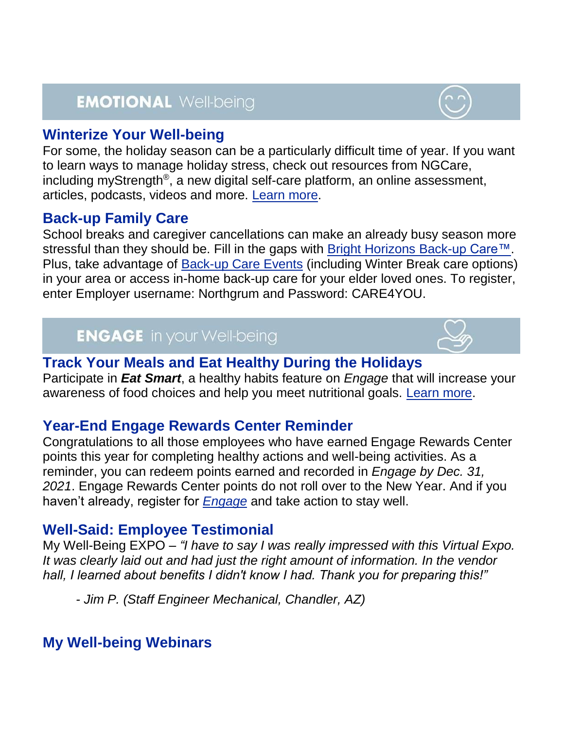## EMOTIONAL Well-being

### Winterize Your Well-being

For some, the holiday season can be a particularly difficult time of year. If you want to learn ways to manage holiday stress, check out resources from NGCare, including myStrength®, a new digital self-care platform, an online assessment, articles, podcasts, videos and more. Learn more.

### Back-up Family Care

School breaks and caregiver cancellations can make an already busy season more stressful than they should be. Fill in the gaps with Bright Horizons Back-up Care™. Plus, take advantage of Back-up Care Events (including Winter Break care options) in your area or access in-home back-up care for your elder loved ones. To register, enter Employer username: Northgrum and Password: CARE4YOU.

## ENGAGE in your Well-being

### Track Your Meals and Eat Healthy During the Holidays

Participate in ***Eat Smart***, a healthy habits feature on *Engage* that will increase your awareness of food choices and help you meet nutritional goals. Learn more.

### Year-End Engage Rewards Center Reminder

Congratulations to all those employees who have earned Engage Rewards Center points this year for completing healthy actions and well-being activities. As a reminder, you can redeem points earned and recorded in *Engage by Dec. 31, 2021*. Engage Rewards Center points do not roll over to the New Year. And if you haven't already, register for *Engage* and take action to stay well.

### Well-Said: Employee Testimonial

My Well-Being EXPO – *"I have to say I was really impressed with this Virtual Expo. It was clearly laid out and had just the right amount of information. In the vendor hall, I learned about benefits I didn't know I had. Thank you for preparing this!"*

> *- Jim P. (Staff Engineer Mechanical, Chandler, AZ)*

### My Well-being Webinars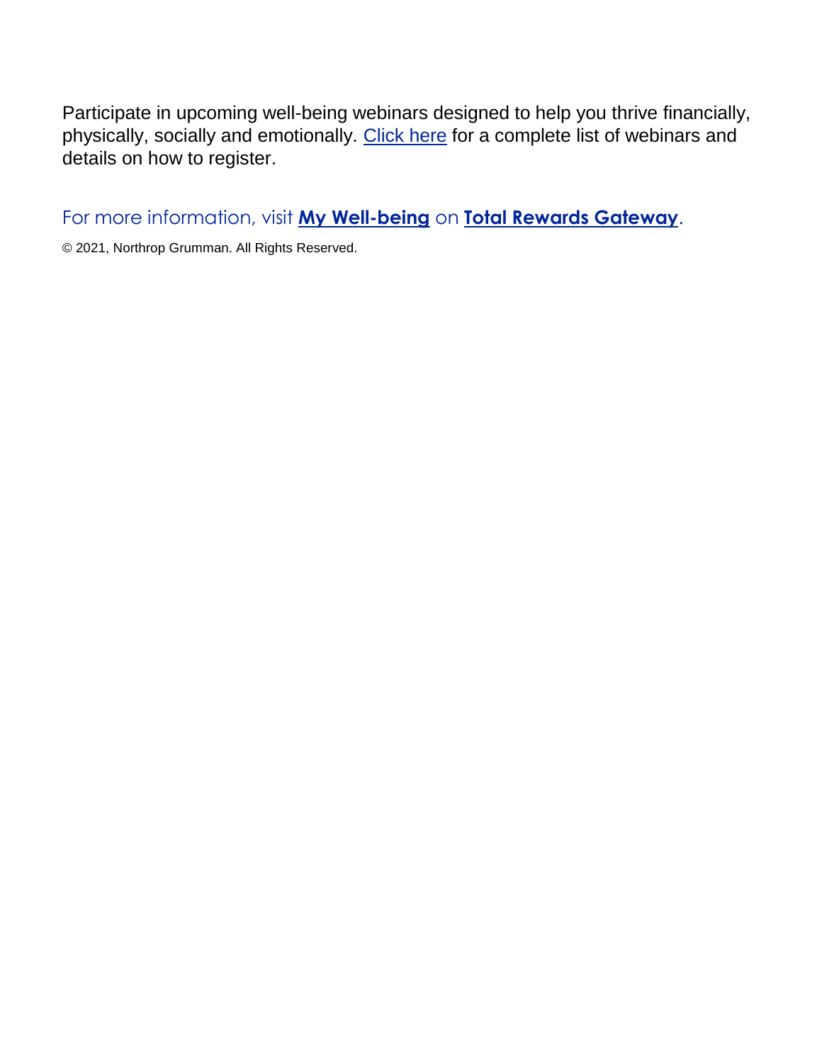Participate in upcoming well-being webinars designed to help you thrive financially, physically, socially and emotionally. Click here for a complete list of webinars and details on how to register.

For more information, visit **My Well-being** on **Total Rewards Gateway**.

© 2021, Northrop Grumman. All Rights Reserved.